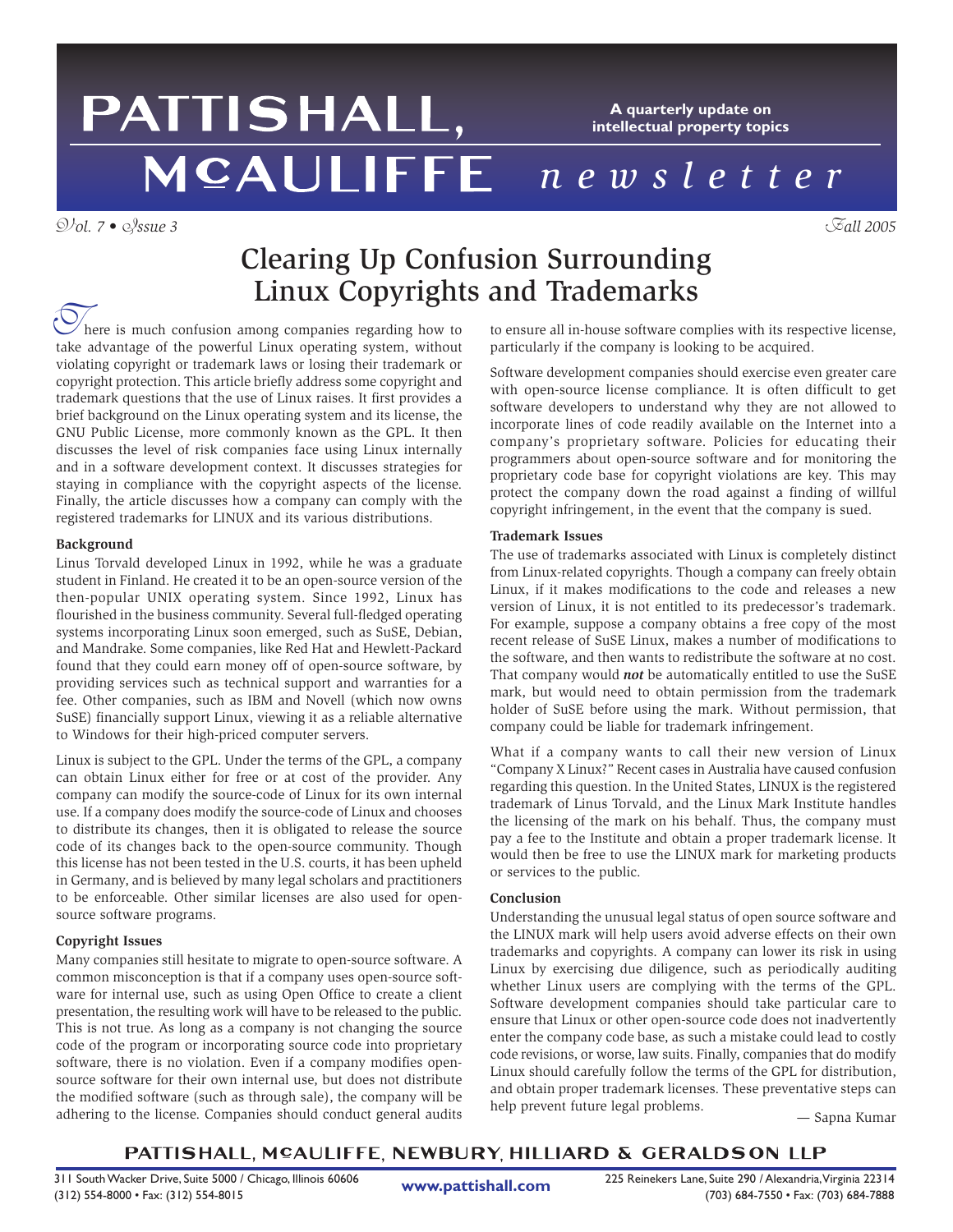# PATTISHALL, McAULIFFE newsletter

A quarterly update on intellectual property topics

*Vol. 7 • Issue 3* *Fall 2005*

## Clearing Up Confusion Surrounding Linux Copyrights and Trademarks

There is much confusion among companies regarding how to take advantage of the powerful Linux operating system, without violating copyright or trademark laws or losing their trademark or copyright protection. This article briefly address some copyright and trademark questions that the use of Linux raises. It first provides a brief background on the Linux operating system and its license, the GNU Public License, more commonly known as the GPL. It then discusses the level of risk companies face using Linux internally and in a software development context. It discusses strategies for staying in compliance with the copyright aspects of the license. Finally, the article discusses how a company can comply with the registered trademarks for LINUX and its various distributions.

### Background

Linus Torvald developed Linux in 1992, while he was a graduate student in Finland. He created it to be an open-source version of the then-popular UNIX operating system. Since 1992, Linux has flourished in the business community. Several full-fledged operating systems incorporating Linux soon emerged, such as SuSE, Debian, and Mandrake. Some companies, like Red Hat and Hewlett-Packard found that they could earn money off of open-source software, by providing services such as technical support and warranties for a fee. Other companies, such as IBM and Novell (which now owns SuSE) financially support Linux, viewing it as a reliable alternative to Windows for their high-priced computer servers.

Linux is subject to the GPL. Under the terms of the GPL, a company can obtain Linux either for free or at cost of the provider. Any company can modify the source-code of Linux for its own internal use. If a company does modify the source-code of Linux and chooses to distribute its changes, then it is obligated to release the source code of its changes back to the open-source community. Though this license has not been tested in the U.S. courts, it has been upheld in Germany, and is believed by many legal scholars and practitioners to be enforceable. Other similar licenses are also used for open-source software programs.

### Copyright Issues

Many companies still hesitate to migrate to open-source software. A common misconception is that if a company uses open-source software for internal use, such as using Open Office to create a client presentation, the resulting work will have to be released to the public. This is not true. As long as a company is not changing the source code of the program or incorporating source code into proprietary software, there is no violation. Even if a company modifies open-source software for their own internal use, but does not distribute the modified software (such as through sale), the company will be adhering to the license. Companies should conduct general audits to ensure all in-house software complies with its respective license, particularly if the company is looking to be acquired.

Software development companies should exercise even greater care with open-source license compliance. It is often difficult to get software developers to understand why they are not allowed to incorporate lines of code readily available on the Internet into a company's proprietary software. Policies for educating their programmers about open-source software and for monitoring the proprietary code base for copyright violations are key. This may protect the company down the road against a finding of willful copyright infringement, in the event that the company is sued.

### Trademark Issues

The use of trademarks associated with Linux is completely distinct from Linux-related copyrights. Though a company can freely obtain Linux, if it makes modifications to the code and releases a new version of Linux, it is not entitled to its predecessor's trademark. For example, suppose a company obtains a free copy of the most recent release of SuSE Linux, makes a number of modifications to the software, and then wants to redistribute the software at no cost. That company would ***not*** be automatically entitled to use the SuSE mark, but would need to obtain permission from the trademark holder of SuSE before using the mark. Without permission, that company could be liable for trademark infringement.

What if a company wants to call their new version of Linux "Company X Linux?" Recent cases in Australia have caused confusion regarding this question. In the United States, LINUX is the registered trademark of Linus Torvald, and the Linux Mark Institute handles the licensing of the mark on his behalf. Thus, the company must pay a fee to the Institute and obtain a proper trademark license. It would then be free to use the LINUX mark for marketing products or services to the public.

### Conclusion

Understanding the unusual legal status of open source software and the LINUX mark will help users avoid adverse effects on their own trademarks and copyrights. A company can lower its risk in using Linux by exercising due diligence, such as periodically auditing whether Linux users are complying with the terms of the GPL. Software development companies should take particular care to ensure that Linux or other open-source code does not inadvertently enter the company code base, as such a mistake could lead to costly code revisions, or worse, law suits. Finally, companies that do modify Linux should carefully follow the terms of the GPL for distribution, and obtain proper trademark licenses. These preventative steps can help prevent future legal problems.

— Sapna Kumar

**PATTISHALL, McAULIFFE, NEWBURY, HILLIARD & GERALDSON LLP**

311 South Wacker Drive, Suite 5000 / Chicago, Illinois 60606
(312) 554-8000 • Fax: (312) 554-8015

www.pattishall.com

225 Reinekers Lane, Suite 290 / Alexandria, Virginia 22314
(703) 684-7550 • Fax: (703) 684-7888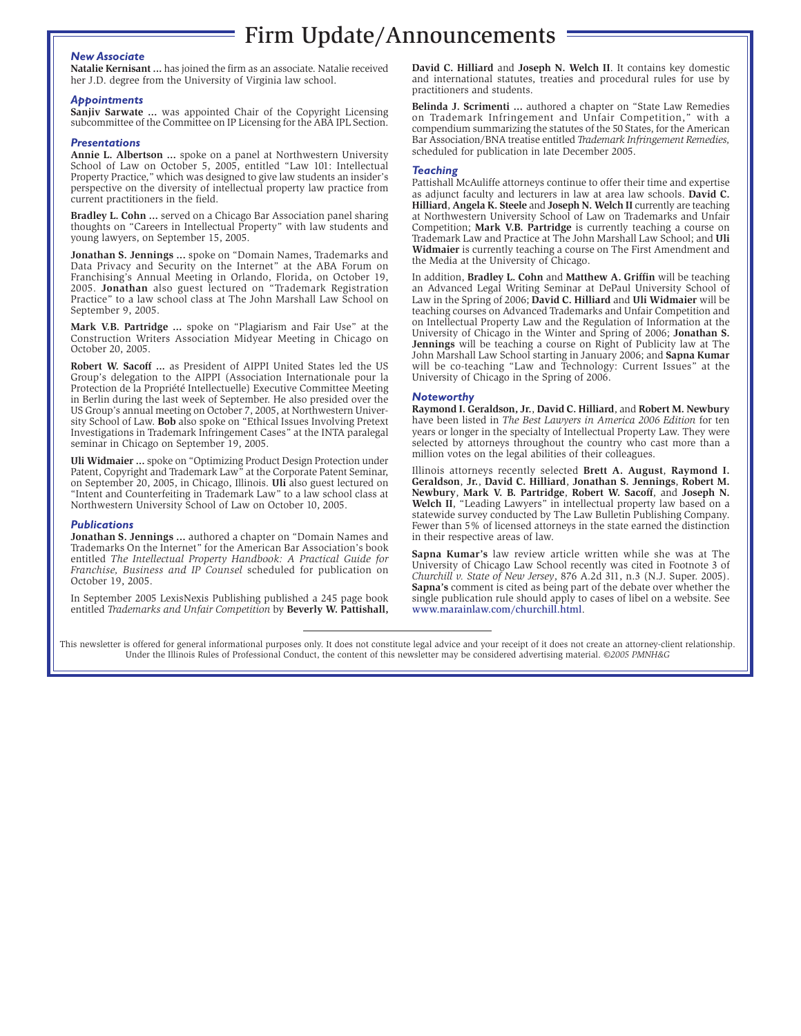# Firm Update/Announcements

### *New Associate*

**Natalie Kernisant ...** has joined the firm as an associate. Natalie received her J.D. degree from the University of Virginia law school.

### *Appointments*

**Sanjiv Sarwate ...** was appointed Chair of the Copyright Licensing subcommittee of the Committee on IP Licensing for the ABA IPL Section.

### *Presentations*

**Annie L. Albertson ...** spoke on a panel at Northwestern University School of Law on October 5, 2005, entitled "Law 101: Intellectual Property Practice," which was designed to give law students an insider's perspective on the diversity of intellectual property law practice from current practitioners in the field.

**Bradley L. Cohn ...** served on a Chicago Bar Association panel sharing thoughts on "Careers in Intellectual Property" with law students and young lawyers, on September 15, 2005.

**Jonathan S. Jennings ...** spoke on "Domain Names, Trademarks and Data Privacy and Security on the Internet" at the ABA Forum on Franchising's Annual Meeting in Orlando, Florida, on October 19, 2005. **Jonathan** also guest lectured on "Trademark Registration Practice" to a law school class at The John Marshall Law School on September 9, 2005.

**Mark V.B. Partridge ...** spoke on "Plagiarism and Fair Use" at the Construction Writers Association Midyear Meeting in Chicago on October 20, 2005.

**Robert W. Sacoff ...** as President of AIPPI United States led the US Group's delegation to the AIPPI (Association Internationale pour la Protection de la Propriété Intellectuelle) Executive Committee Meeting in Berlin during the last week of September. He also presided over the US Group's annual meeting on October 7, 2005, at Northwestern University School of Law. **Bob** also spoke on "Ethical Issues Involving Pretext Investigations in Trademark Infringement Cases" at the INTA paralegal seminar in Chicago on September 19, 2005.

**Uli Widmaier ...** spoke on "Optimizing Product Design Protection under Patent, Copyright and Trademark Law" at the Corporate Patent Seminar, on September 20, 2005, in Chicago, Illinois. **Uli** also guest lectured on "Intent and Counterfeiting in Trademark Law" to a law school class at Northwestern University School of Law on October 10, 2005.

### *Publications*

**Jonathan S. Jennings ...** authored a chapter on "Domain Names and Trademarks On the Internet" for the American Bar Association's book entitled *The Intellectual Property Handbook: A Practical Guide for Franchise, Business and IP Counsel* scheduled for publication on October 19, 2005.

In September 2005 LexisNexis Publishing published a 245 page book entitled *Trademarks and Unfair Competition* by **Beverly W. Pattishall, David C. Hilliard** and **Joseph N. Welch II**. It contains key domestic and international statutes, treaties and procedural rules for use by practitioners and students.

**Belinda J. Scrimenti ...** authored a chapter on "State Law Remedies on Trademark Infringement and Unfair Competition," with a compendium summarizing the statutes of the 50 States, for the American Bar Association/BNA treatise entitled *Trademark Infringement Remedies*, scheduled for publication in late December 2005.

### *Teaching*

Pattishall McAuliffe attorneys continue to offer their time and expertise as adjunct faculty and lecturers in law at area law schools. **David C. Hilliard**, **Angela K. Steele** and **Joseph N. Welch II** currently are teaching at Northwestern University School of Law on Trademarks and Unfair Competition; **Mark V.B. Partridge** is currently teaching a course on Trademark Law and Practice at The John Marshall Law School; and **Uli Widmaier** is currently teaching a course on The First Amendment and the Media at the University of Chicago.

In addition, **Bradley L. Cohn** and **Matthew A. Griffin** will be teaching an Advanced Legal Writing Seminar at DePaul University School of Law in the Spring of 2006; **David C. Hilliard** and **Uli Widmaier** will be teaching courses on Advanced Trademarks and Unfair Competition and on Intellectual Property Law and the Regulation of Information at the University of Chicago in the Winter and Spring of 2006; **Jonathan S. Jennings** will be teaching a course on Right of Publicity law at The John Marshall Law School starting in January 2006; and **Sapna Kumar** will be co-teaching "Law and Technology: Current Issues" at the University of Chicago in the Spring of 2006.

### *Noteworthy*

**Raymond I. Geraldson, Jr.**, **David C. Hilliard**, and **Robert M. Newbury** have been listed in *The Best Lawyers in America 2006 Edition* for ten years or longer in the specialty of Intellectual Property Law. They were selected by attorneys throughout the country who cast more than a million votes on the legal abilities of their colleagues.

Illinois attorneys recently selected **Brett A. August**, **Raymond I. Geraldson, Jr.**, **David C. Hilliard**, **Jonathan S. Jennings**, **Robert M. Newbury**, **Mark V. B. Partridge**, **Robert W. Sacoff**, and **Joseph N. Welch II**, "Leading Lawyers" in intellectual property law based on a statewide survey conducted by The Law Bulletin Publishing Company. Fewer than 5% of licensed attorneys in the state earned the distinction in their respective areas of law.

**Sapna Kumar's** law review article written while she was at The University of Chicago Law School recently was cited in Footnote 3 of *Churchill v. State of New Jersey*, 876 A.2d 311, n.3 (N.J. Super. 2005). **Sapna's** comment is cited as being part of the debate over whether the single publication rule should apply to cases of libel on a website. See www.marainlaw.com/churchill.html.

---

This newsletter is offered for general informational purposes only. It does not constitute legal advice and your receipt of it does not create an attorney-client relationship. Under the Illinois Rules of Professional Conduct, the content of this newsletter may be considered advertising material. *©2005 PMNH&G*